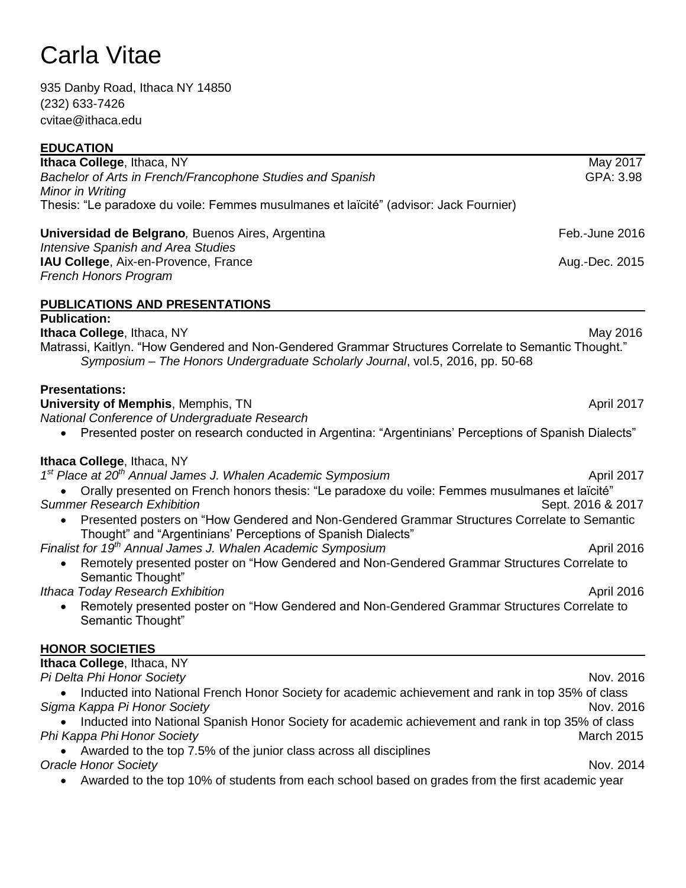# Carla Vitae

935 Danby Road, Ithaca NY 14850
(232) 633-7426
cvitae@ithaca.edu

## EDUCATION

**Ithaca College**, Ithaca, NY — May 2017
*Bachelor of Arts in French/Francophone Studies and Spanish* — GPA: 3.98
*Minor in Writing*
Thesis: "Le paradoxe du voile: Femmes musulmanes et laïcité" (advisor: Jack Fournier)

**Universidad de Belgrano**, Buenos Aires, Argentina — Feb.-June 2016
*Intensive Spanish and Area Studies*
**IAU College**, Aix-en-Provence, France — Aug.-Dec. 2015
*French Honors Program*

## PUBLICATIONS AND PRESENTATIONS

**Publication:**

**Ithaca College**, Ithaca, NY — May 2016
Matrassi, Kaitlyn. "How Gendered and Non-Gendered Grammar Structures Correlate to Semantic Thought." *Symposium – The Honors Undergraduate Scholarly Journal*, vol.5, 2016, pp. 50-68

**Presentations:**

**University of Memphis**, Memphis, TN — April 2017
*National Conference of Undergraduate Research*
- Presented poster on research conducted in Argentina: "Argentinians' Perceptions of Spanish Dialects"

**Ithaca College**, Ithaca, NY
*1st Place at 20th Annual James J. Whalen Academic Symposium* — April 2017
- Orally presented on French honors thesis: "Le paradoxe du voile: Femmes musulmanes et laïcité"

*Summer Research Exhibition* — Sept. 2016 & 2017
- Presented posters on "How Gendered and Non-Gendered Grammar Structures Correlate to Semantic Thought" and "Argentinians' Perceptions of Spanish Dialects"

*Finalist for 19th Annual James J. Whalen Academic Symposium* — April 2016
- Remotely presented poster on "How Gendered and Non-Gendered Grammar Structures Correlate to Semantic Thought"

*Ithaca Today Research Exhibition* — April 2016
- Remotely presented poster on "How Gendered and Non-Gendered Grammar Structures Correlate to Semantic Thought"

## HONOR SOCIETIES

**Ithaca College**, Ithaca, NY
*Pi Delta Phi Honor Society* — Nov. 2016
- Inducted into National French Honor Society for academic achievement and rank in top 35% of class

*Sigma Kappa Pi Honor Society* — Nov. 2016
- Inducted into National Spanish Honor Society for academic achievement and rank in top 35% of class

*Phi Kappa Phi Honor Society* — March 2015
- Awarded to the top 7.5% of the junior class across all disciplines

*Oracle Honor Society* — Nov. 2014
- Awarded to the top 10% of students from each school based on grades from the first academic year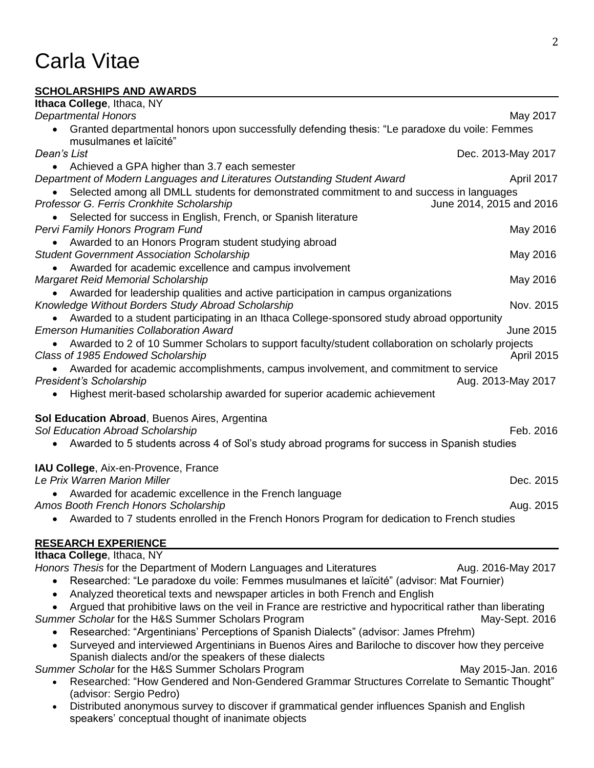# Carla Vitae

## SCHOLARSHIPS AND AWARDS

**Ithaca College**, Ithaca, NY

*Departmental Honors* — May 2017

- Granted departmental honors upon successfully defending thesis: "Le paradoxe du voile: Femmes musulmanes et laïcité"

*Dean's List* — Dec. 2013-May 2017

- Achieved a GPA higher than 3.7 each semester

*Department of Modern Languages and Literatures Outstanding Student Award* — April 2017

- Selected among all DMLL students for demonstrated commitment to and success in languages

*Professor G. Ferris Cronkhite Scholarship* — June 2014, 2015 and 2016

- Selected for success in English, French, or Spanish literature

*Pervi Family Honors Program Fund* — May 2016

- Awarded to an Honors Program student studying abroad

*Student Government Association Scholarship* — May 2016

- Awarded for academic excellence and campus involvement

*Margaret Reid Memorial Scholarship* — May 2016

- Awarded for leadership qualities and active participation in campus organizations

*Knowledge Without Borders Study Abroad Scholarship* — Nov. 2015

- Awarded to a student participating in an Ithaca College-sponsored study abroad opportunity

*Emerson Humanities Collaboration Award* — June 2015

- Awarded to 2 of 10 Summer Scholars to support faculty/student collaboration on scholarly projects

*Class of 1985 Endowed Scholarship* — April 2015

- Awarded for academic accomplishments, campus involvement, and commitment to service

*President's Scholarship* — Aug. 2013-May 2017

- Highest merit-based scholarship awarded for superior academic achievement

**Sol Education Abroad**, Buenos Aires, Argentina

*Sol Education Abroad Scholarship* — Feb. 2016

- Awarded to 5 students across 4 of Sol's study abroad programs for success in Spanish studies

**IAU College**, Aix-en-Provence, France

*Le Prix Warren Marion Miller* — Dec. 2015

- Awarded for academic excellence in the French language

*Amos Booth French Honors Scholarship* — Aug. 2015

- Awarded to 7 students enrolled in the French Honors Program for dedication to French studies

## RESEARCH EXPERIENCE

**Ithaca College**, Ithaca, NY

*Honors Thesis* for the Department of Modern Languages and Literatures — Aug. 2016-May 2017

- Researched: "Le paradoxe du voile: Femmes musulmanes et laïcité" (advisor: Mat Fournier)
- Analyzed theoretical texts and newspaper articles in both French and English
- Argued that prohibitive laws on the veil in France are restrictive and hypocritical rather than liberating

*Summer Scholar* for the H&S Summer Scholars Program — May-Sept. 2016

- Researched: "Argentinians' Perceptions of Spanish Dialects" (advisor: James Pfrehm)
- Surveyed and interviewed Argentinians in Buenos Aires and Bariloche to discover how they perceive Spanish dialects and/or the speakers of these dialects

*Summer Scholar* for the H&S Summer Scholars Program — May 2015-Jan. 2016

- Researched: "How Gendered and Non-Gendered Grammar Structures Correlate to Semantic Thought" (advisor: Sergio Pedro)
- Distributed anonymous survey to discover if grammatical gender influences Spanish and English speakers' conceptual thought of inanimate objects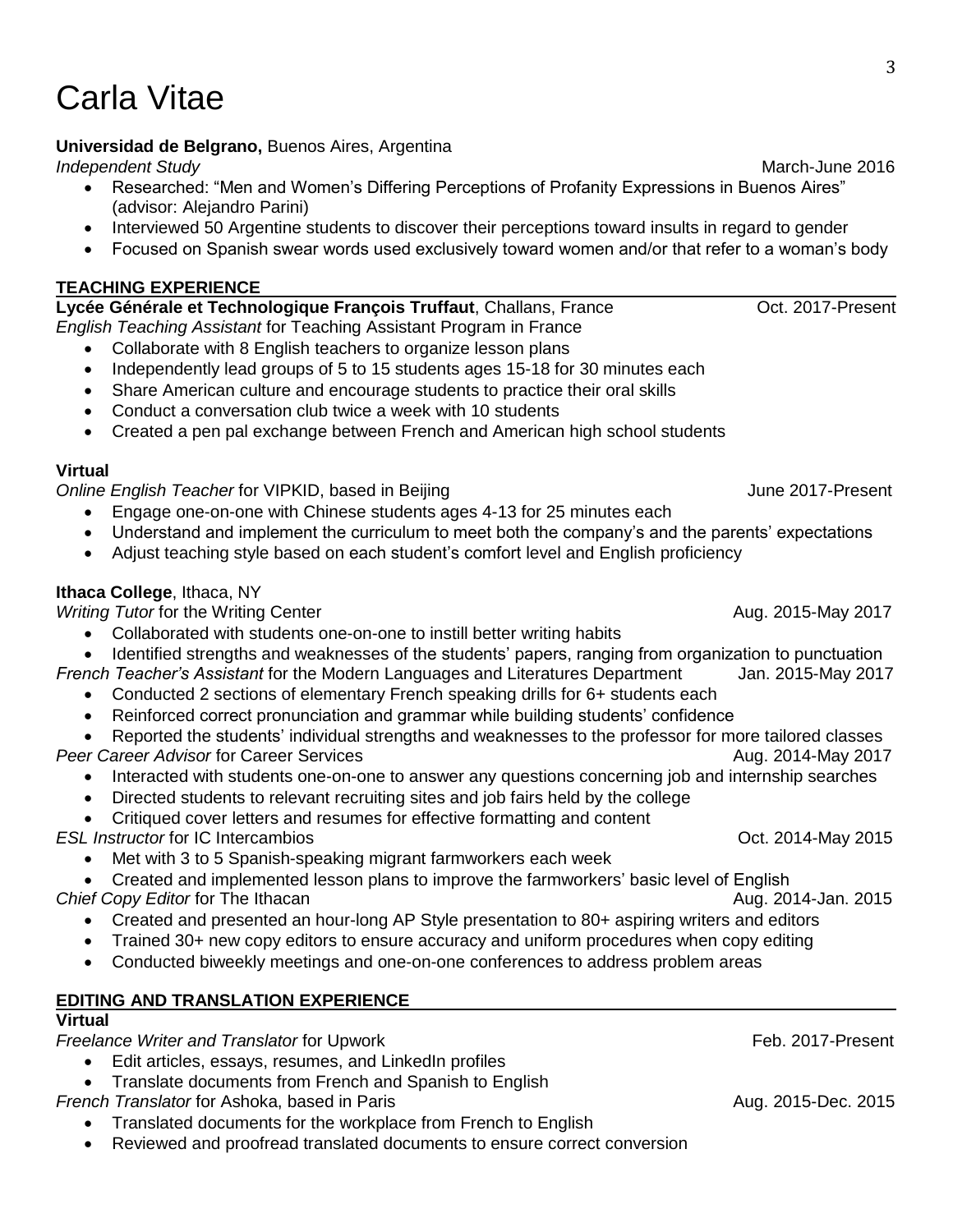# Carla Vitae

**Universidad de Belgrano,** Buenos Aires, Argentina
*Independent Study* March-June 2016

- Researched: "Men and Women's Differing Perceptions of Profanity Expressions in Buenos Aires" (advisor: Alejandro Parini)
- Interviewed 50 Argentine students to discover their perceptions toward insults in regard to gender
- Focused on Spanish swear words used exclusively toward women and/or that refer to a woman's body

## TEACHING EXPERIENCE

**Lycée Générale et Technologique François Truffaut**, Challans, France Oct. 2017-Present
*English Teaching Assistant* for Teaching Assistant Program in France

- Collaborate with 8 English teachers to organize lesson plans
- Independently lead groups of 5 to 15 students ages 15-18 for 30 minutes each
- Share American culture and encourage students to practice their oral skills
- Conduct a conversation club twice a week with 10 students
- Created a pen pal exchange between French and American high school students

**Virtual**
*Online English Teacher* for VIPKID, based in Beijing June 2017-Present

- Engage one-on-one with Chinese students ages 4-13 for 25 minutes each
- Understand and implement the curriculum to meet both the company's and the parents' expectations
- Adjust teaching style based on each student's comfort level and English proficiency

**Ithaca College**, Ithaca, NY
*Writing Tutor* for the Writing Center Aug. 2015-May 2017

- Collaborated with students one-on-one to instill better writing habits
- Identified strengths and weaknesses of the students' papers, ranging from organization to punctuation

*French Teacher's Assistant* for the Modern Languages and Literatures Department Jan. 2015-May 2017

- Conducted 2 sections of elementary French speaking drills for 6+ students each
- Reinforced correct pronunciation and grammar while building students' confidence
- Reported the students' individual strengths and weaknesses to the professor for more tailored classes

*Peer Career Advisor* for Career Services Aug. 2014-May 2017

- Interacted with students one-on-one to answer any questions concerning job and internship searches
- Directed students to relevant recruiting sites and job fairs held by the college
- Critiqued cover letters and resumes for effective formatting and content

*ESL Instructor* for IC Intercambios Oct. 2014-May 2015

- Met with 3 to 5 Spanish-speaking migrant farmworkers each week
- Created and implemented lesson plans to improve the farmworkers' basic level of English

*Chief Copy Editor* for The Ithacan Aug. 2014-Jan. 2015

- Created and presented an hour-long AP Style presentation to 80+ aspiring writers and editors
- Trained 30+ new copy editors to ensure accuracy and uniform procedures when copy editing
- Conducted biweekly meetings and one-on-one conferences to address problem areas

## EDITING AND TRANSLATION EXPERIENCE

**Virtual**
*Freelance Writer and Translator* for Upwork Feb. 2017-Present

- Edit articles, essays, resumes, and LinkedIn profiles
- Translate documents from French and Spanish to English

*French Translator* for Ashoka, based in Paris Aug. 2015-Dec. 2015

- Translated documents for the workplace from French to English
- Reviewed and proofread translated documents to ensure correct conversion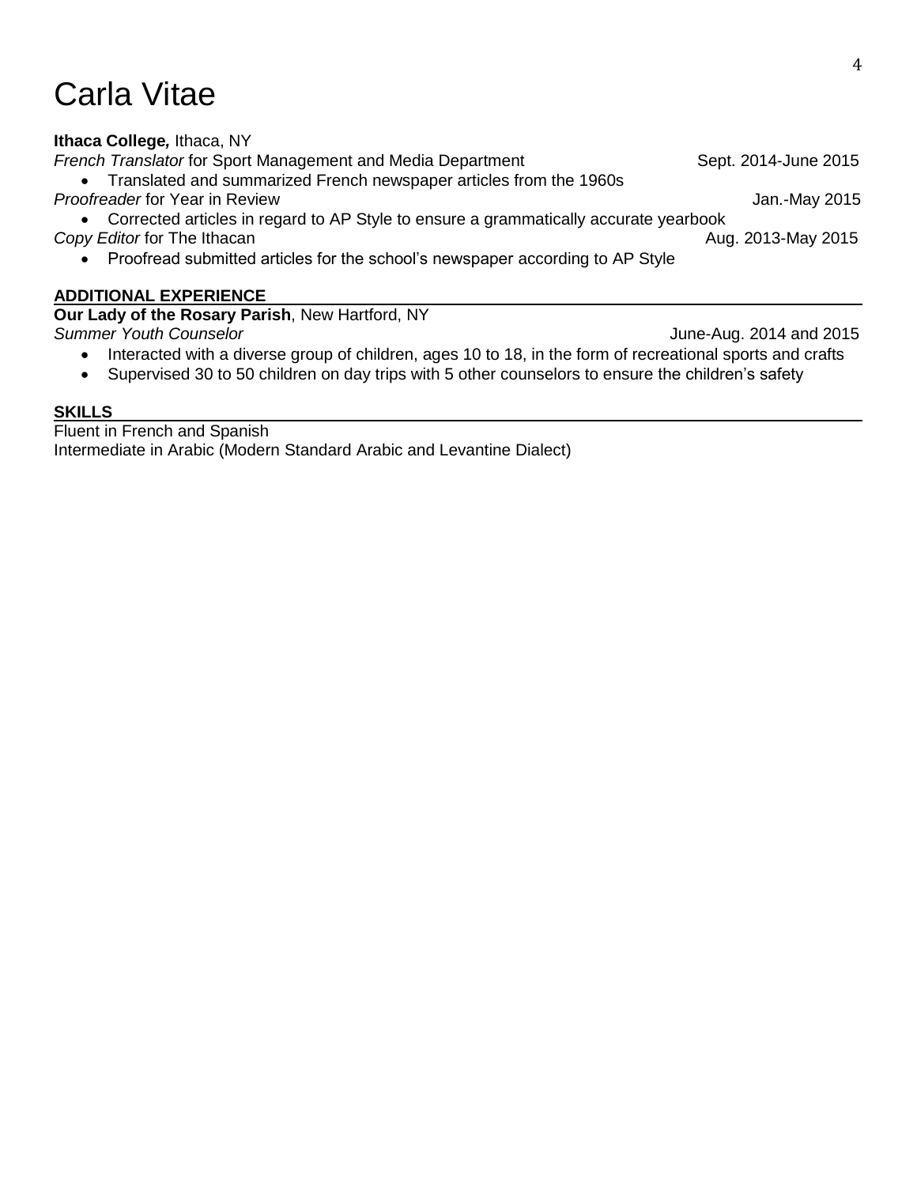# Carla Vitae

**Ithaca College***,* Ithaca, NY

*French Translator* for Sport Management and Media Department — Sept. 2014-June 2015

- Translated and summarized French newspaper articles from the 1960s

*Proofreader* for Year in Review — Jan.-May 2015

- Corrected articles in regard to AP Style to ensure a grammatically accurate yearbook

*Copy Editor* for The Ithacan — Aug. 2013-May 2015

- Proofread submitted articles for the school's newspaper according to AP Style

## ADDITIONAL EXPERIENCE

**Our Lady of the Rosary Parish**, New Hartford, NY

*Summer Youth Counselor* — June-Aug. 2014 and 2015

- Interacted with a diverse group of children, ages 10 to 18, in the form of recreational sports and crafts
- Supervised 30 to 50 children on day trips with 5 other counselors to ensure the children's safety

## SKILLS

Fluent in French and Spanish

Intermediate in Arabic (Modern Standard Arabic and Levantine Dialect)